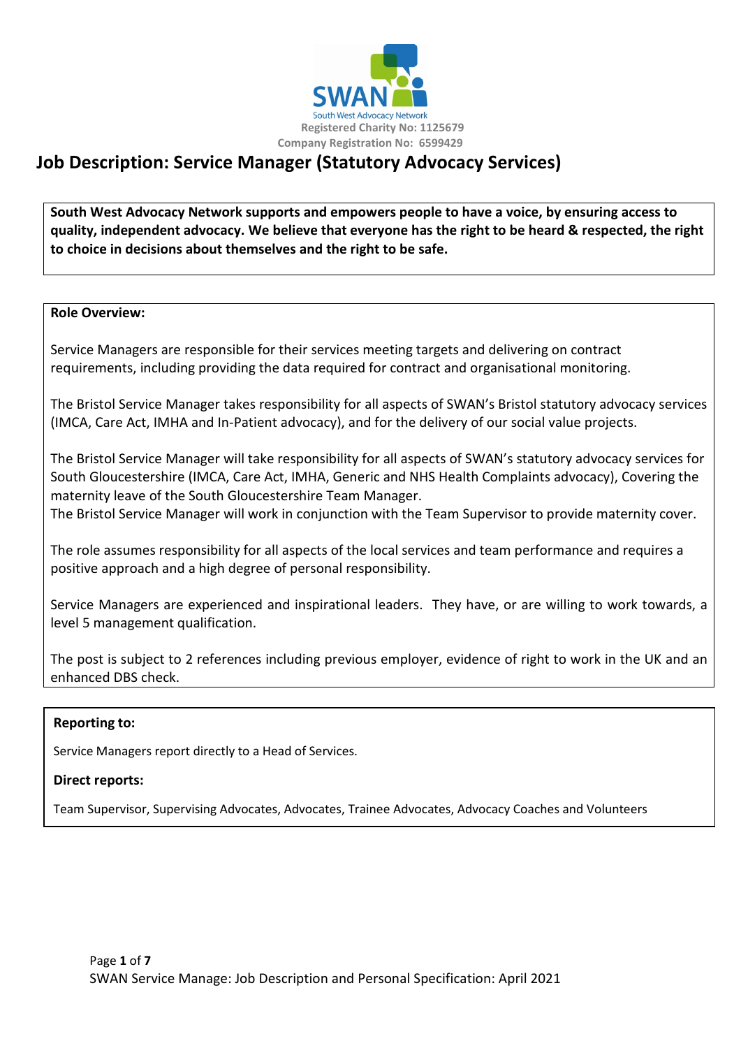SWAN

South West Advocacy Network

Registered Charity No: 1125679

Company Registration No: 6599429

# Job Description: Service Manager (Statutory Advocacy Services)

**South West Advocacy Network supports and empowers people to have a voice, by ensuring access to quality, independent advocacy. We believe that everyone has the right to be heard & respected, the right to choice in decisions about themselves and the right to be safe.**

**Role Overview:**

Service Managers are responsible for their services meeting targets and delivering on contract requirements, including providing the data required for contract and organisational monitoring.

The Bristol Service Manager takes responsibility for all aspects of SWAN's Bristol statutory advocacy services (IMCA, Care Act, IMHA and In-Patient advocacy), and for the delivery of our social value projects.

The Bristol Service Manager will take responsibility for all aspects of SWAN's statutory advocacy services for South Gloucestershire (IMCA, Care Act, IMHA, Generic and NHS Health Complaints advocacy), Covering the maternity leave of the South Gloucestershire Team Manager.
The Bristol Service Manager will work in conjunction with the Team Supervisor to provide maternity cover.

The role assumes responsibility for all aspects of the local services and team performance and requires a positive approach and a high degree of personal responsibility.

Service Managers are experienced and inspirational leaders. They have, or are willing to work towards, a level 5 management qualification.

The post is subject to 2 references including previous employer, evidence of right to work in the UK and an enhanced DBS check.

**Reporting to:**

Service Managers report directly to a Head of Services.

**Direct reports:**

Team Supervisor, Supervising Advocates, Advocates, Trainee Advocates, Advocacy Coaches and Volunteers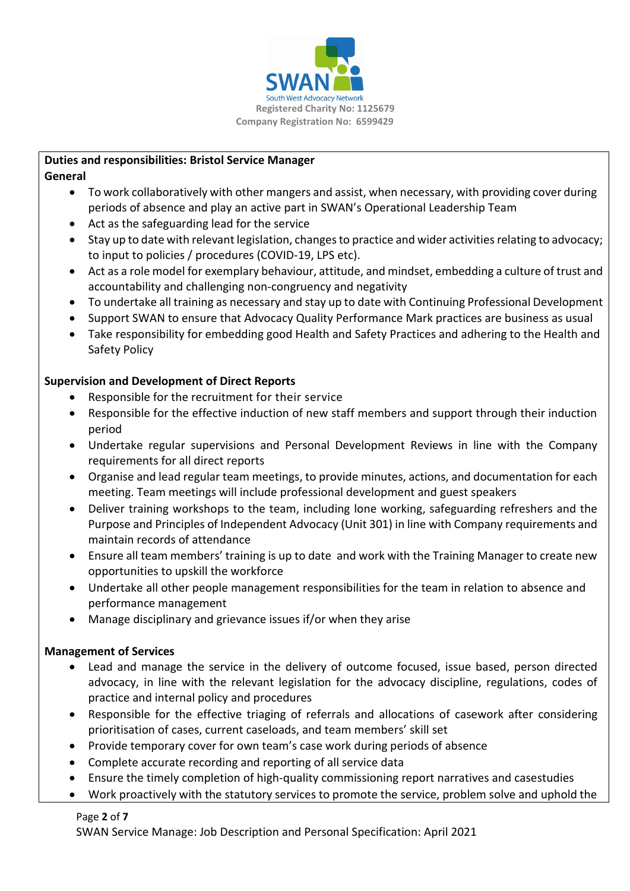SWAN
South West Advocacy Network
Registered Charity No: 1125679
Company Registration No: 6599429

**Duties and responsibilities: Bristol Service Manager**

**General**

- To work collaboratively with other mangers and assist, when necessary, with providing cover during periods of absence and play an active part in SWAN's Operational Leadership Team
- Act as the safeguarding lead for the service
- Stay up to date with relevant legislation, changes to practice and wider activities relating to advocacy; to input to policies / procedures (COVID-19, LPS etc).
- Act as a role model for exemplary behaviour, attitude, and mindset, embedding a culture of trust and accountability and challenging non-congruency and negativity
- To undertake all training as necessary and stay up to date with Continuing Professional Development
- Support SWAN to ensure that Advocacy Quality Performance Mark practices are business as usual
- Take responsibility for embedding good Health and Safety Practices and adhering to the Health and Safety Policy

**Supervision and Development of Direct Reports**

- Responsible for the recruitment for their service
- Responsible for the effective induction of new staff members and support through their induction period
- Undertake regular supervisions and Personal Development Reviews in line with the Company requirements for all direct reports
- Organise and lead regular team meetings, to provide minutes, actions, and documentation for each meeting. Team meetings will include professional development and guest speakers
- Deliver training workshops to the team, including lone working, safeguarding refreshers and the Purpose and Principles of Independent Advocacy (Unit 301) in line with Company requirements and maintain records of attendance
- Ensure all team members' training is up to date and work with the Training Manager to create new opportunities to upskill the workforce
- Undertake all other people management responsibilities for the team in relation to absence and performance management
- Manage disciplinary and grievance issues if/or when they arise

**Management of Services**

- Lead and manage the service in the delivery of outcome focused, issue based, person directed advocacy, in line with the relevant legislation for the advocacy discipline, regulations, codes of practice and internal policy and procedures
- Responsible for the effective triaging of referrals and allocations of casework after considering prioritisation of cases, current caseloads, and team members' skill set
- Provide temporary cover for own team's case work during periods of absence
- Complete accurate recording and reporting of all service data
- Ensure the timely completion of high-quality commissioning report narratives and casestudies
- Work proactively with the statutory services to promote the service, problem solve and uphold the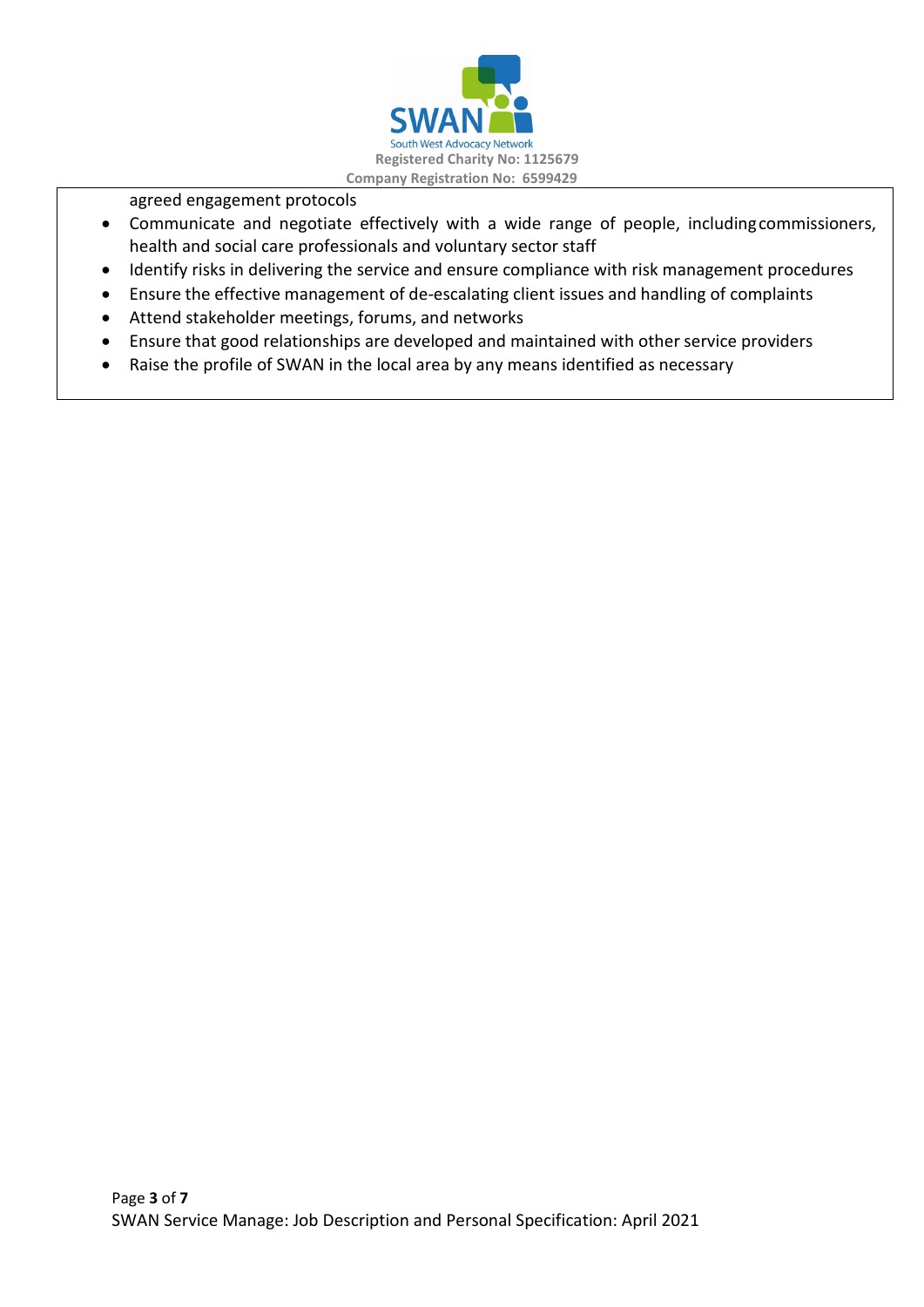agreed engagement protocols

- Communicate and negotiate effectively with a wide range of people, including commissioners, health and social care professionals and voluntary sector staff
- Identify risks in delivering the service and ensure compliance with risk management procedures
- Ensure the effective management of de-escalating client issues and handling of complaints
- Attend stakeholder meetings, forums, and networks
- Ensure that good relationships are developed and maintained with other service providers
- Raise the profile of SWAN in the local area by any means identified as necessary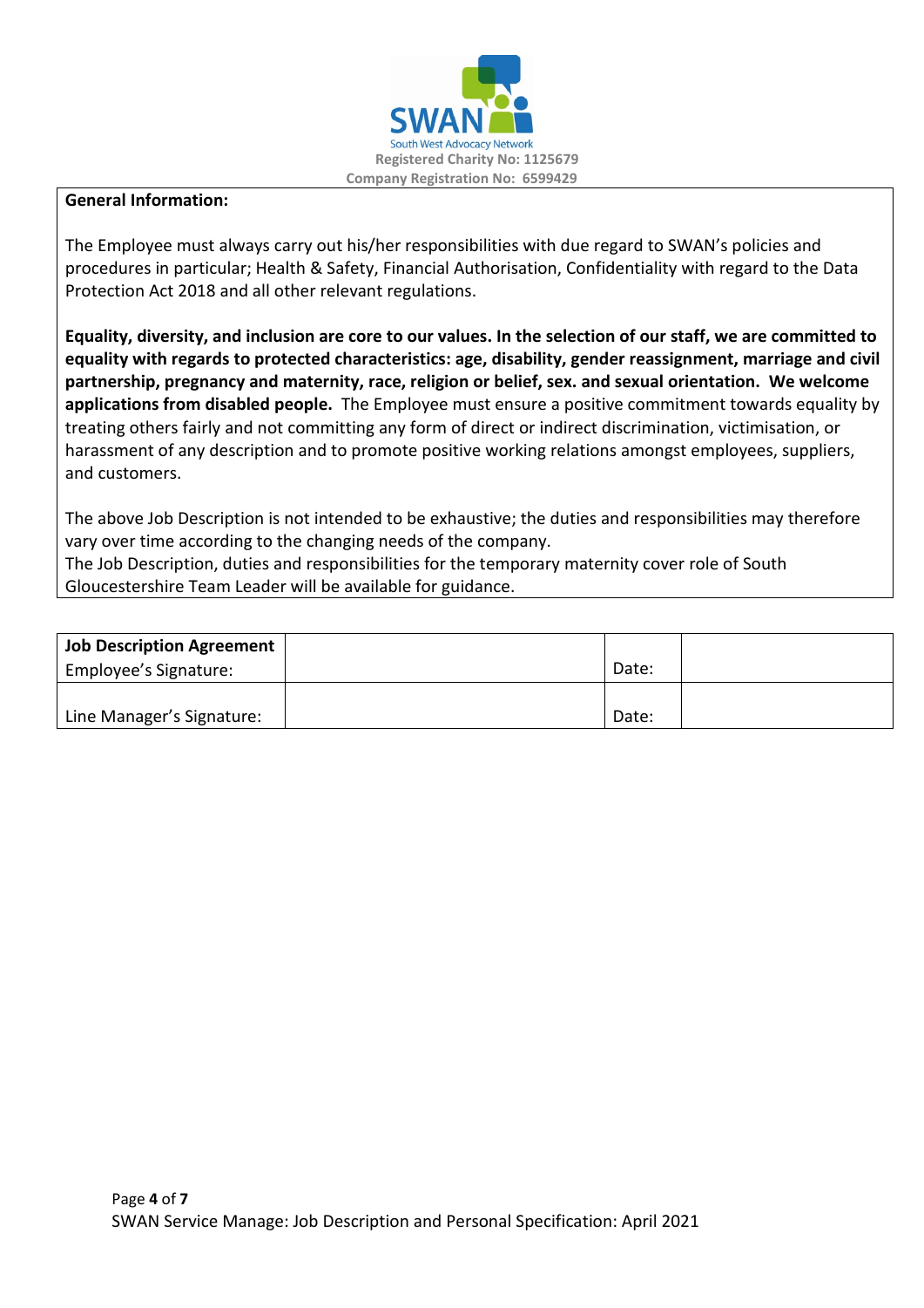SWAN
South West Advocacy Network
Registered Charity No: 1125679
Company Registration No: 6599429

**General Information:**

The Employee must always carry out his/her responsibilities with due regard to SWAN's policies and procedures in particular; Health & Safety, Financial Authorisation, Confidentiality with regard to the Data Protection Act 2018 and all other relevant regulations.

**Equality, diversity, and inclusion are core to our values. In the selection of our staff, we are committed to equality with regards to protected characteristics: age, disability, gender reassignment, marriage and civil partnership, pregnancy and maternity, race, religion or belief, sex. and sexual orientation. We welcome applications from disabled people.** The Employee must ensure a positive commitment towards equality by treating others fairly and not committing any form of direct or indirect discrimination, victimisation, or harassment of any description and to promote positive working relations amongst employees, suppliers, and customers.

The above Job Description is not intended to be exhaustive; the duties and responsibilities may therefore vary over time according to the changing needs of the company.
The Job Description, duties and responsibilities for the temporary maternity cover role of South Gloucestershire Team Leader will be available for guidance.

| **Job Description Agreement** Employee's Signature: | | Date: | |
|---|---|---|---|
| Line Manager's Signature: | | Date: | |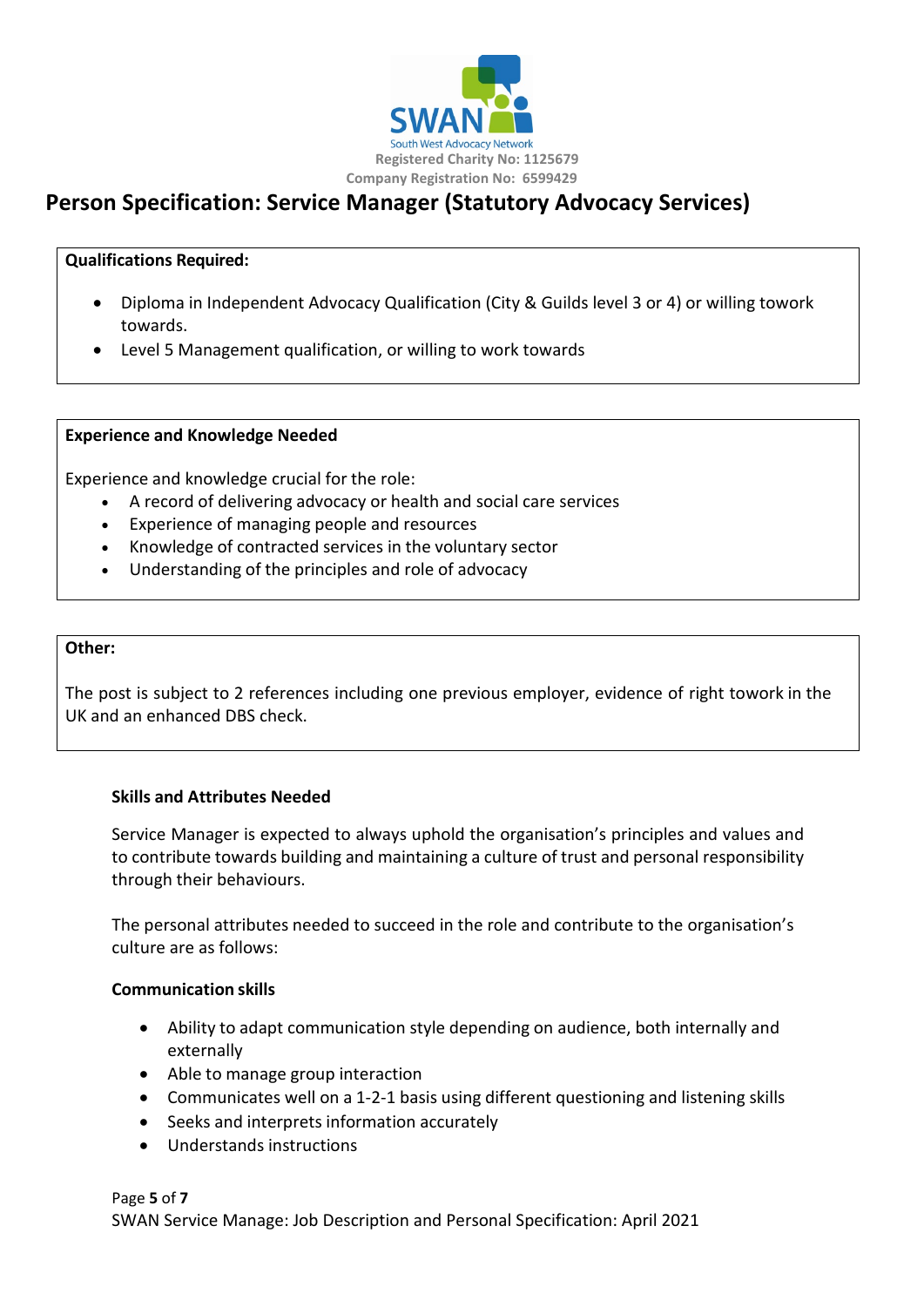SWAN
South West Advocacy Network
Registered Charity No: 1125679
Company Registration No: 6599429

# Person Specification: Service Manager (Statutory Advocacy Services)

**Qualifications Required:**

- Diploma in Independent Advocacy Qualification (City & Guilds level 3 or 4) or willing towork towards.
- Level 5 Management qualification, or willing to work towards

**Experience and Knowledge Needed**

Experience and knowledge crucial for the role:

- A record of delivering advocacy or health and social care services
- Experience of managing people and resources
- Knowledge of contracted services in the voluntary sector
- Understanding of the principles and role of advocacy

**Other:**

The post is subject to 2 references including one previous employer, evidence of right towork in the UK and an enhanced DBS check.

**Skills and Attributes Needed**

Service Manager is expected to always uphold the organisation's principles and values and to contribute towards building and maintaining a culture of trust and personal responsibility through their behaviours.

The personal attributes needed to succeed in the role and contribute to the organisation's culture are as follows:

**Communication skills**

- Ability to adapt communication style depending on audience, both internally and externally
- Able to manage group interaction
- Communicates well on a 1-2-1 basis using different questioning and listening skills
- Seeks and interprets information accurately
- Understands instructions

SWAN Service Manage: Job Description and Personal Specification: April 2021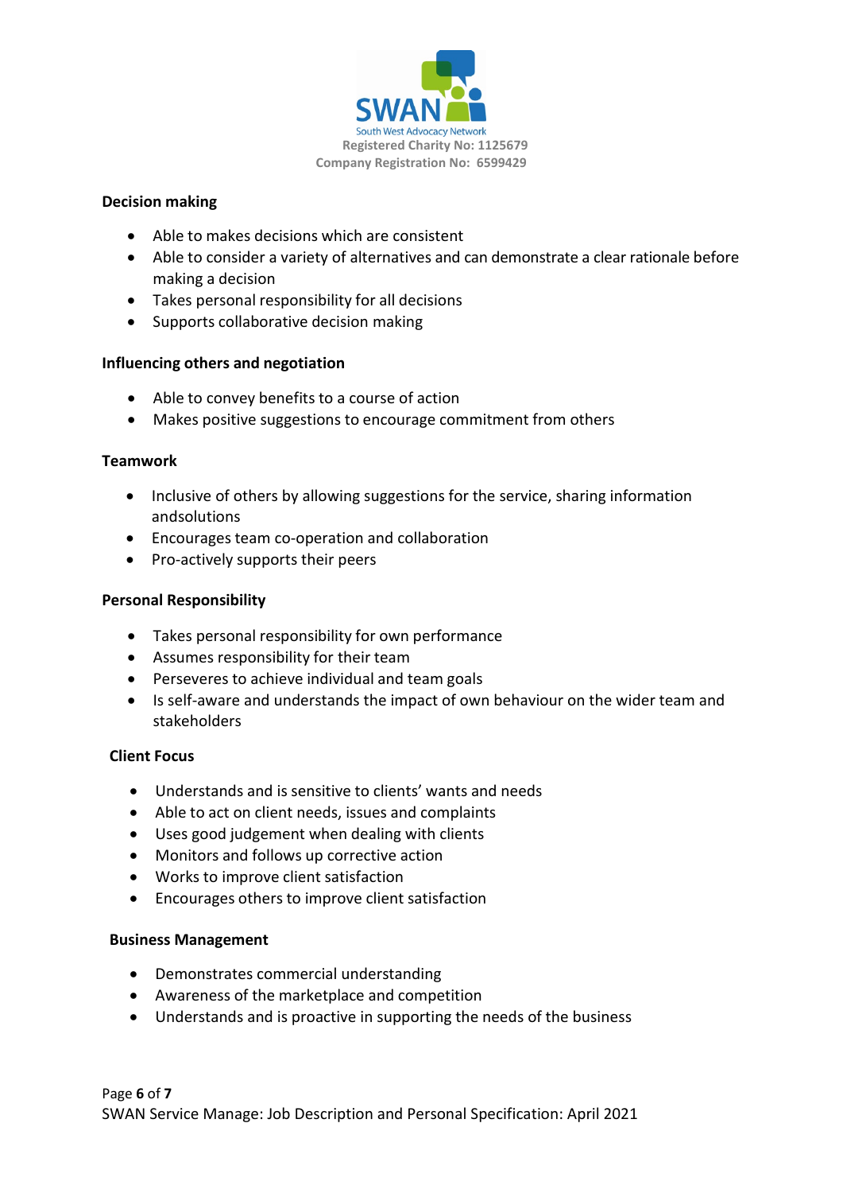Registered Charity No: 1125679
Company Registration No: 6599429

**Decision making**

- Able to makes decisions which are consistent
- Able to consider a variety of alternatives and can demonstrate a clear rationale before making a decision
- Takes personal responsibility for all decisions
- Supports collaborative decision making

**Influencing others and negotiation**

- Able to convey benefits to a course of action
- Makes positive suggestions to encourage commitment from others

**Teamwork**

- Inclusive of others by allowing suggestions for the service, sharing information andsolutions
- Encourages team co-operation and collaboration
- Pro-actively supports their peers

**Personal Responsibility**

- Takes personal responsibility for own performance
- Assumes responsibility for their team
- Perseveres to achieve individual and team goals
- Is self-aware and understands the impact of own behaviour on the wider team and stakeholders

**Client Focus**

- Understands and is sensitive to clients' wants and needs
- Able to act on client needs, issues and complaints
- Uses good judgement when dealing with clients
- Monitors and follows up corrective action
- Works to improve client satisfaction
- Encourages others to improve client satisfaction

**Business Management**

- Demonstrates commercial understanding
- Awareness of the marketplace and competition
- Understands and is proactive in supporting the needs of the business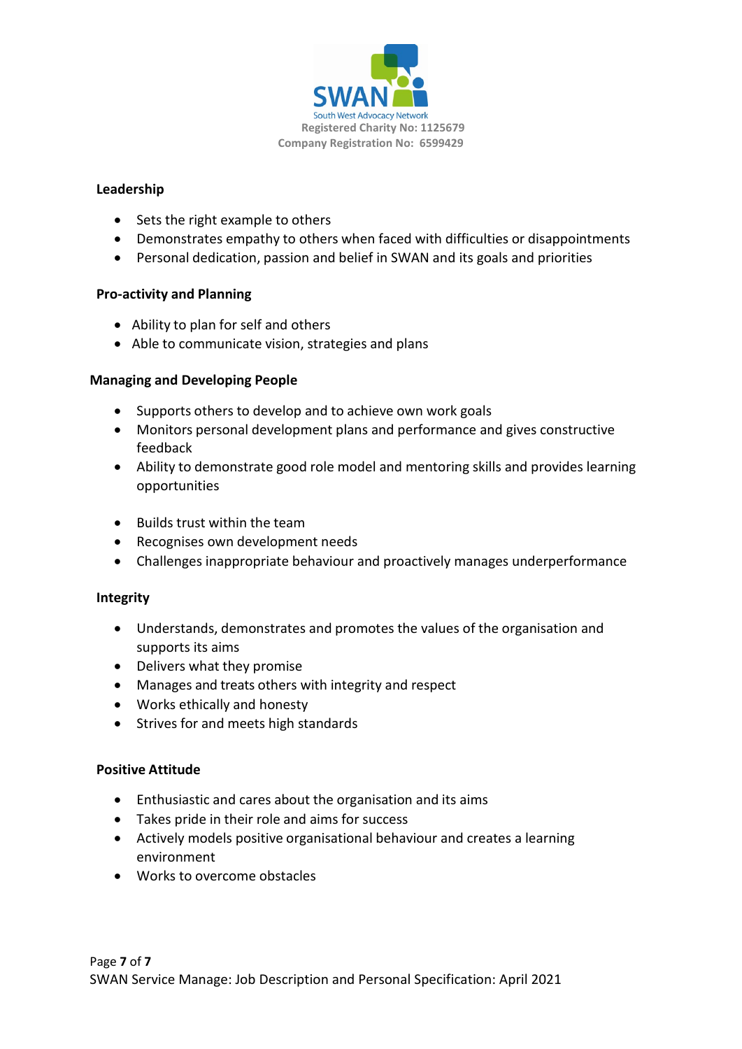**Leadership**

- Sets the right example to others
- Demonstrates empathy to others when faced with difficulties or disappointments
- Personal dedication, passion and belief in SWAN and its goals and priorities

**Pro-activity and Planning**

- Ability to plan for self and others
- Able to communicate vision, strategies and plans

**Managing and Developing People**

- Supports others to develop and to achieve own work goals
- Monitors personal development plans and performance and gives constructive feedback
- Ability to demonstrate good role model and mentoring skills and provides learning opportunities

- Builds trust within the team
- Recognises own development needs
- Challenges inappropriate behaviour and proactively manages underperformance

**Integrity**

- Understands, demonstrates and promotes the values of the organisation and supports its aims
- Delivers what they promise
- Manages and treats others with integrity and respect
- Works ethically and honesty
- Strives for and meets high standards

**Positive Attitude**

- Enthusiastic and cares about the organisation and its aims
- Takes pride in their role and aims for success
- Actively models positive organisational behaviour and creates a learning environment
- Works to overcome obstacles